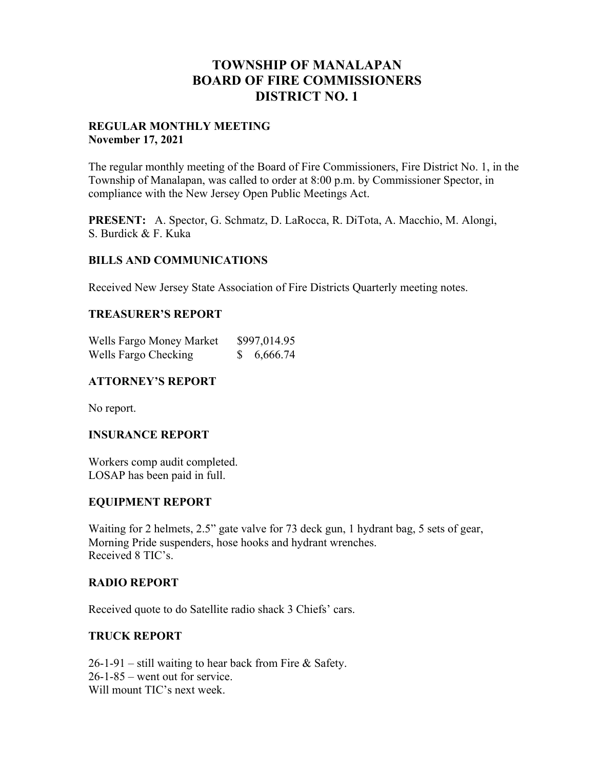# TOWNSHIP OF MANALAPAN
# BOARD OF FIRE COMMISSIONERS
# DISTRICT NO. 1

**REGULAR MONTHLY MEETING**
**November 17, 2021**

The regular monthly meeting of the Board of Fire Commissioners, Fire District No. 1, in the Township of Manalapan, was called to order at 8:00 p.m. by Commissioner Spector, in compliance with the New Jersey Open Public Meetings Act.

**PRESENT:** A. Spector, G. Schmatz, D. LaRocca, R. DiTota, A. Macchio, M. Alongi, S. Burdick & F. Kuka

## BILLS AND COMMUNICATIONS

Received New Jersey State Association of Fire Districts Quarterly meeting notes.

## TREASURER'S REPORT

| | |
|---|---|
| Wells Fargo Money Market | $997,014.95 |
| Wells Fargo Checking | $ 6,666.74 |

## ATTORNEY'S REPORT

No report.

## INSURANCE REPORT

Workers comp audit completed.
LOSAP has been paid in full.

## EQUIPMENT REPORT

Waiting for 2 helmets, 2.5" gate valve for 73 deck gun, 1 hydrant bag, 5 sets of gear, Morning Pride suspenders, hose hooks and hydrant wrenches.
Received 8 TIC's.

## RADIO REPORT

Received quote to do Satellite radio shack 3 Chiefs' cars.

## TRUCK REPORT

26-1-91 – still waiting to hear back from Fire & Safety.
26-1-85 – went out for service.
Will mount TIC's next week.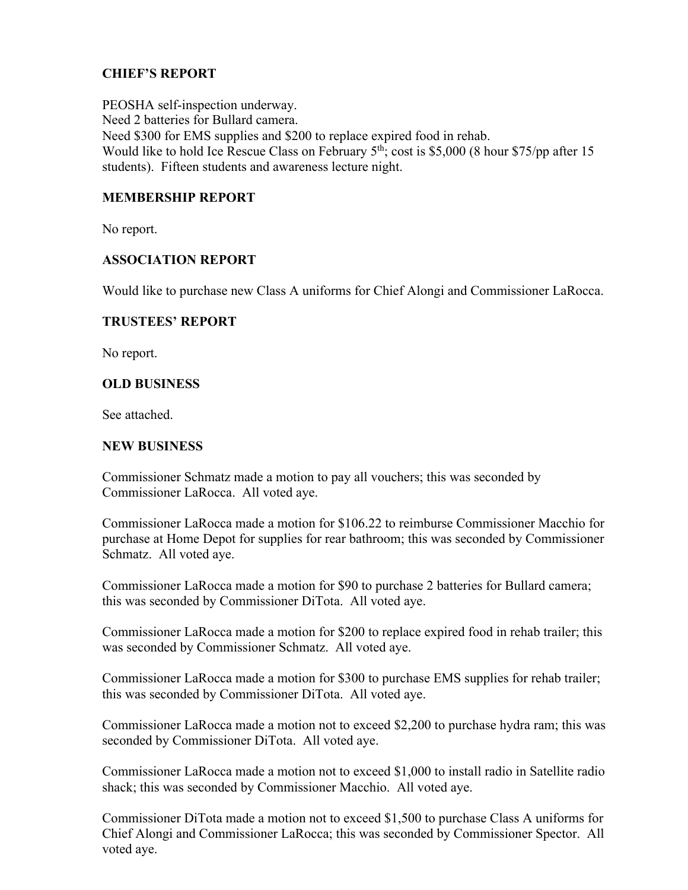## CHIEF'S REPORT

PEOSHA self-inspection underway.
Need 2 batteries for Bullard camera.
Need $300 for EMS supplies and $200 to replace expired food in rehab.
Would like to hold Ice Rescue Class on February 5th; cost is $5,000 (8 hour $75/pp after 15 students). Fifteen students and awareness lecture night.

## MEMBERSHIP REPORT

No report.

## ASSOCIATION REPORT

Would like to purchase new Class A uniforms for Chief Alongi and Commissioner LaRocca.

## TRUSTEES' REPORT

No report.

## OLD BUSINESS

See attached.

## NEW BUSINESS

Commissioner Schmatz made a motion to pay all vouchers; this was seconded by Commissioner LaRocca. All voted aye.

Commissioner LaRocca made a motion for $106.22 to reimburse Commissioner Macchio for purchase at Home Depot for supplies for rear bathroom; this was seconded by Commissioner Schmatz. All voted aye.

Commissioner LaRocca made a motion for $90 to purchase 2 batteries for Bullard camera; this was seconded by Commissioner DiTota. All voted aye.

Commissioner LaRocca made a motion for $200 to replace expired food in rehab trailer; this was seconded by Commissioner Schmatz. All voted aye.

Commissioner LaRocca made a motion for $300 to purchase EMS supplies for rehab trailer; this was seconded by Commissioner DiTota. All voted aye.

Commissioner LaRocca made a motion not to exceed $2,200 to purchase hydra ram; this was seconded by Commissioner DiTota. All voted aye.

Commissioner LaRocca made a motion not to exceed $1,000 to install radio in Satellite radio shack; this was seconded by Commissioner Macchio. All voted aye.

Commissioner DiTota made a motion not to exceed $1,500 to purchase Class A uniforms for Chief Alongi and Commissioner LaRocca; this was seconded by Commissioner Spector. All voted aye.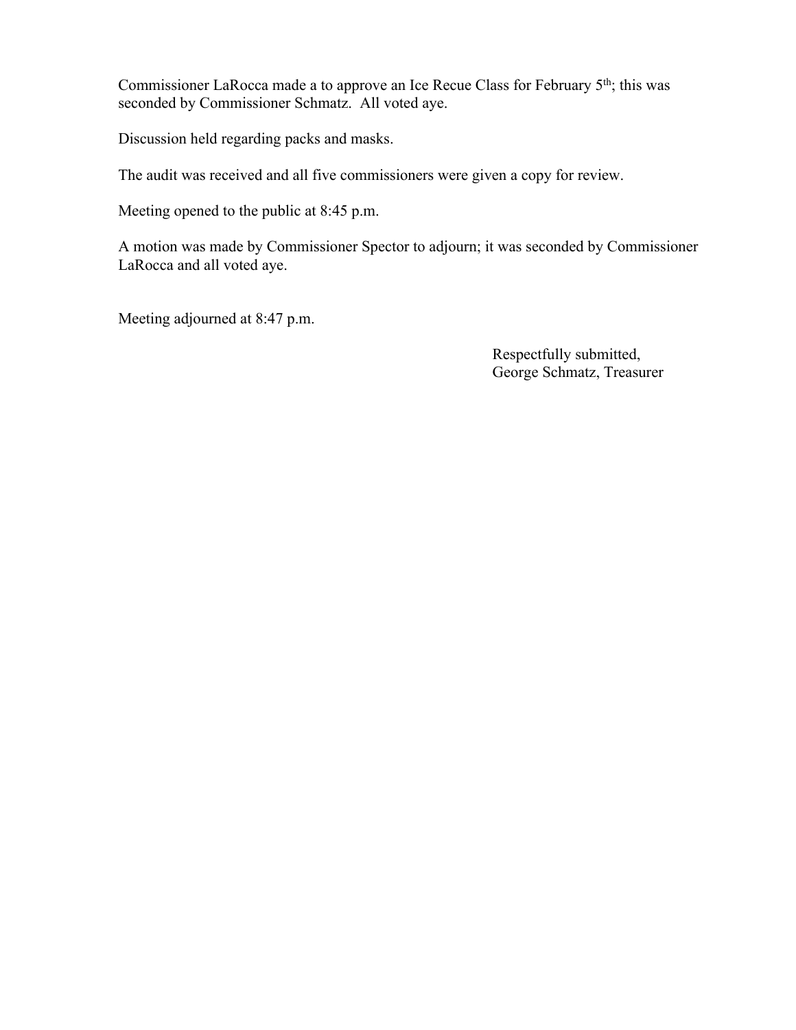Commissioner LaRocca made a to approve an Ice Recue Class for February 5th; this was seconded by Commissioner Schmatz. All voted aye.

Discussion held regarding packs and masks.

The audit was received and all five commissioners were given a copy for review.

Meeting opened to the public at 8:45 p.m.

A motion was made by Commissioner Spector to adjourn; it was seconded by Commissioner LaRocca and all voted aye.

Meeting adjourned at 8:47 p.m.

Respectfully submitted,
George Schmatz, Treasurer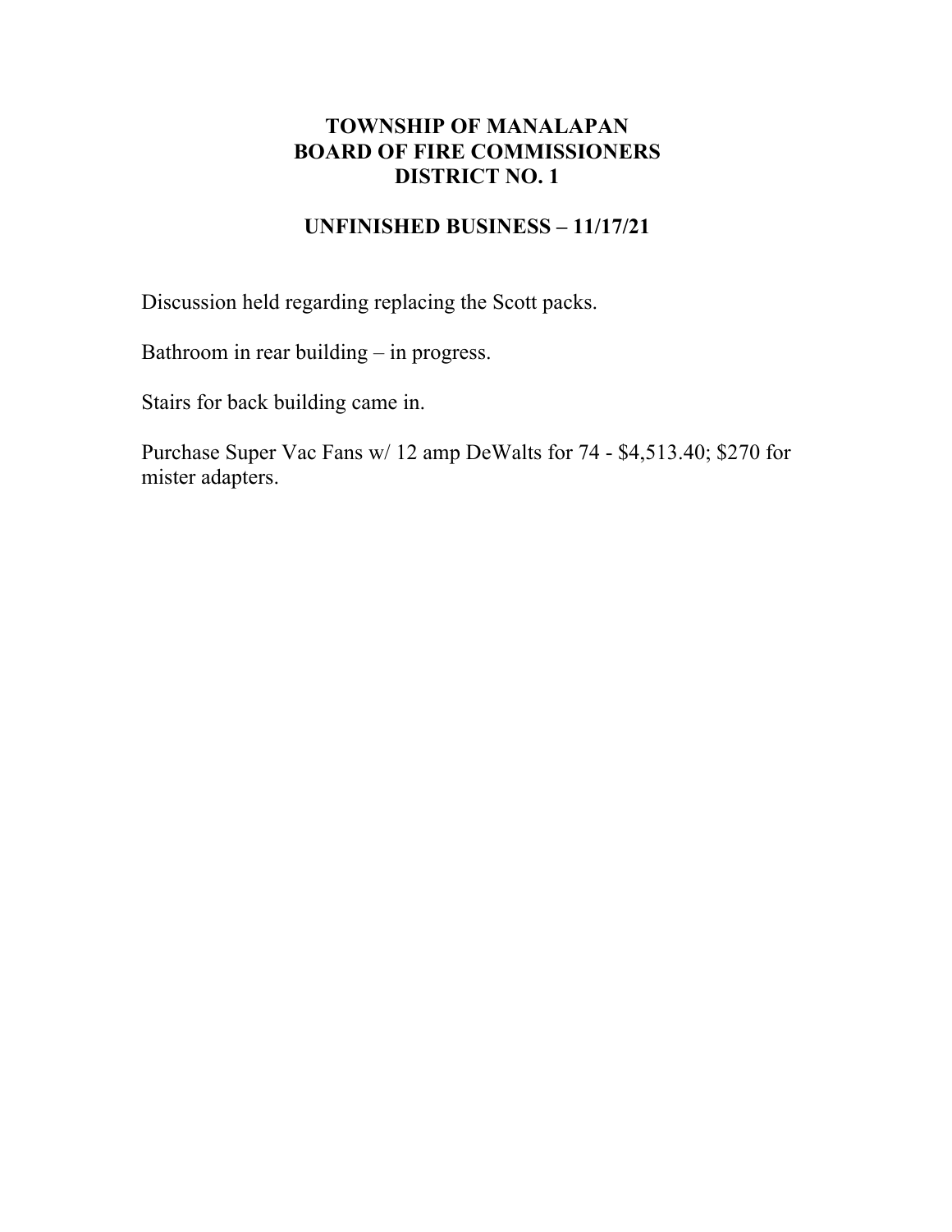# TOWNSHIP OF MANALAPAN
# BOARD OF FIRE COMMISSIONERS
# DISTRICT NO. 1

## UNFINISHED BUSINESS – 11/17/21

Discussion held regarding replacing the Scott packs.

Bathroom in rear building – in progress.

Stairs for back building came in.

Purchase Super Vac Fans w/ 12 amp DeWalts for 74 - $4,513.40; $270 for mister adapters.